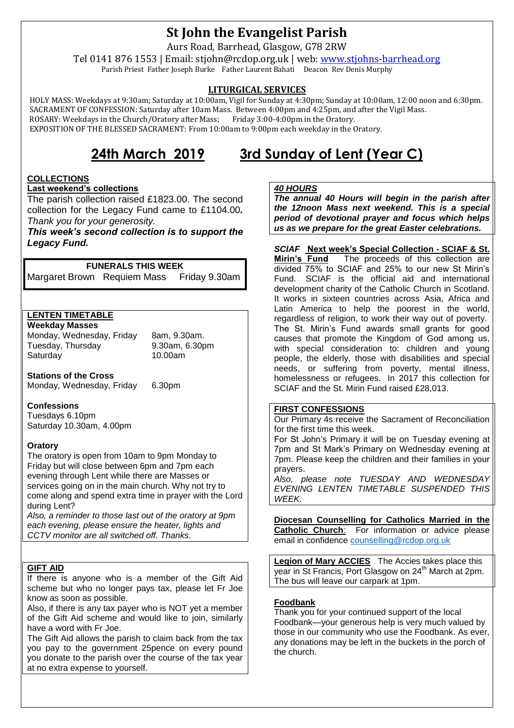# St John the Evangelist Parish

Aurs Road, Barrhead, Glasgow, G78 2RW

Tel 0141 876 1553 | Email: stjohn@rcdop.org.uk | web: www.stjohns-barrhead.org

Parish Priest Father Joseph Burke Father Laurent Bahati Deacon Rev Denis Murphy

## LITURGICAL SERVICES

HOLY MASS: Weekdays at 9:30am; Saturday at 10:00am, Vigil for Sunday at 4:30pm; Sunday at 10:00am, 12:00 noon and 6:30pm.
SACRAMENT OF CONFESSION: Saturday after 10am Mass. Between 4:00pm and 4:25pm, and after the Vigil Mass.
ROSARY: Weekdays in the Church/Oratory after Mass; Friday 3:00-4:00pm in the Oratory.
EXPOSITION OF THE BLESSED SACRAMENT: From 10:00am to 9:00pm each weekday in the Oratory.

## 24th March 2019 3rd Sunday of Lent (Year C)

### COLLECTIONS

**Last weekend's collections**

The parish collection raised £1823.00. The second collection for the Legacy Fund came to £1104.00. *Thank you for your generosity.*

***This week's second collection is to support the Legacy Fund.***

### FUNERALS THIS WEEK

Margaret Brown Requiem Mass Friday 9.30am

### LENTEN TIMETABLE

**Weekday Masses**

| | |
|---|---|
| Monday, Wednesday, Friday | 8am, 9.30am. |
| Tuesday, Thursday | 9.30am, 6.30pm |
| Saturday | 10.00am |

**Stations of the Cross**

Monday, Wednesday, Friday 6.30pm

**Confessions**

Tuesdays 6.10pm
Saturday 10.30am, 4.00pm

**Oratory**

The oratory is open from 10am to 9pm Monday to Friday but will close between 6pm and 7pm each evening through Lent while there are Masses or services going on in the main church. Why not try to come along and spend extra time in prayer with the Lord during Lent?

*Also, a reminder to those last out of the oratory at 9pm each evening, please ensure the heater, lights and CCTV monitor are all switched off. Thanks.*

### GIFT AID

If there is anyone who is a member of the Gift Aid scheme but who no longer pays tax, please let Fr Joe know as soon as possible.

Also, if there is any tax payer who is NOT yet a member of the Gift Aid scheme and would like to join, similarly have a word with Fr Joe.

The Gift Aid allows the parish to claim back from the tax you pay to the government 25pence on every pound you donate to the parish over the course of the tax year at no extra expense to yourself.

### *40 HOURS*

***The annual 40 Hours will begin in the parish after the 12noon Mass next weekend. This is a special period of devotional prayer and focus which helps us as we prepare for the great Easter celebrations.***

***SCIAF*** **Next week's Special Collection - SCIAF & St. Mirin's Fund** The proceeds of this collection are divided 75% to SCIAF and 25% to our new St Mirin's Fund. SCIAF is the official aid and international development charity of the Catholic Church in Scotland. It works in sixteen countries across Asia, Africa and Latin America to help the poorest in the world, regardless of religion, to work their way out of poverty. The St. Mirin's Fund awards small grants for good causes that promote the Kingdom of God among us, with special consideration to: children and young people, the elderly, those with disabilities and special needs, or suffering from poverty, mental illness, homelessness or refugees. In 2017 this collection for SCIAF and the St. Mirin Fund raised £28,013.

### FIRST CONFESSIONS

Our Primary 4s receive the Sacrament of Reconciliation for the first time this week.

For St John's Primary it will be on Tuesday evening at 7pm and St Mark's Primary on Wednesday evening at 7pm. Please keep the children and their families in your prayers.

*Also, please note TUESDAY AND WEDNESDAY EVENING LENTEN TIMETABLE SUSPENDED THIS WEEK.*

**Diocesan Counselling for Catholics Married in the Catholic Church**: For information or advice please email in confidence counselling@rcdop.org.uk

**Legion of Mary ACCIES** The Accies takes place this year in St Francis, Port Glasgow on 24th March at 2pm. The bus will leave our carpark at 1pm.

### Foodbank

Thank you for your continued support of the local Foodbank—your generous help is very much valued by those in our community who use the Foodbank. As ever, any donations may be left in the buckets in the porch of the church.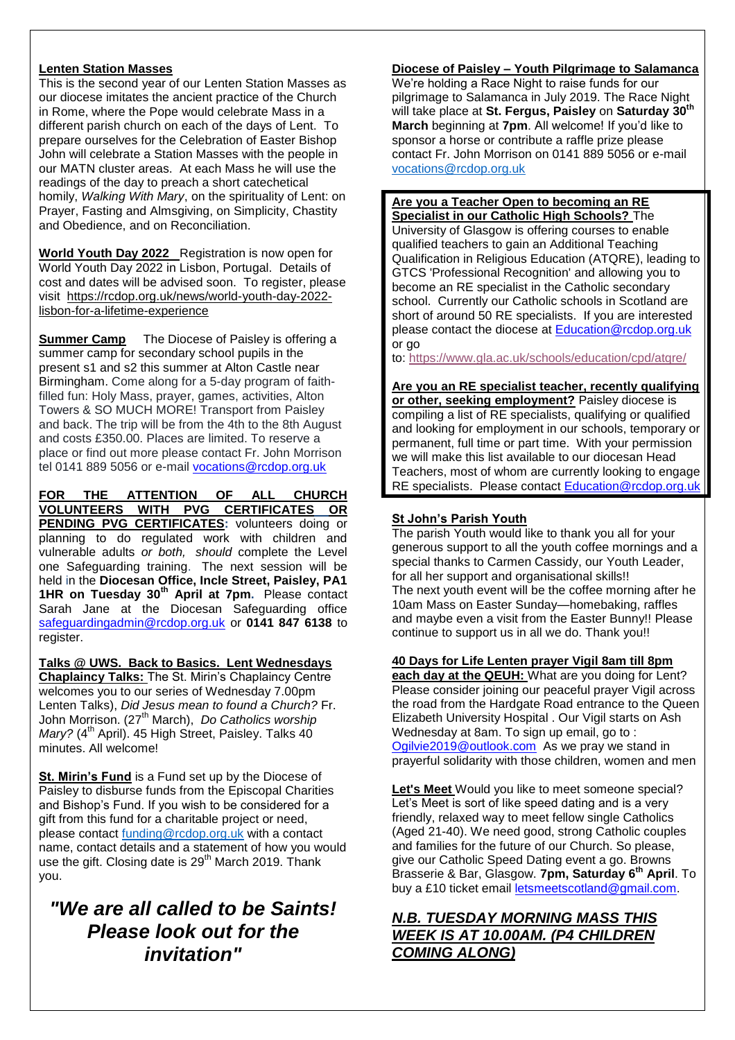**Lenten Station Masses**

This is the second year of our Lenten Station Masses as our diocese imitates the ancient practice of the Church in Rome, where the Pope would celebrate Mass in a different parish church on each of the days of Lent. To prepare ourselves for the Celebration of Easter Bishop John will celebrate a Station Masses with the people in our MATN cluster areas. At each Mass he will use the readings of the day to preach a short catechetical homily, *Walking With Mary*, on the spirituality of Lent: on Prayer, Fasting and Almsgiving, on Simplicity, Chastity and Obedience, and on Reconciliation.

**World Youth Day 2022** Registration is now open for World Youth Day 2022 in Lisbon, Portugal. Details of cost and dates will be advised soon. To register, please visit https://rcdop.org.uk/news/world-youth-day-2022-lisbon-for-a-lifetime-experience

**Summer Camp** The Diocese of Paisley is offering a summer camp for secondary school pupils in the present s1 and s2 this summer at Alton Castle near Birmingham. Come along for a 5-day program of faith-filled fun: Holy Mass, prayer, games, activities, Alton Towers & SO MUCH MORE! Transport from Paisley and back. The trip will be from the 4th to the 8th August and costs £350.00. Places are limited. To reserve a place or find out more please contact Fr. John Morrison tel 0141 889 5056 or e-mail vocations@rcdop.org.uk

**FOR THE ATTENTION OF ALL CHURCH VOLUNTEERS WITH PVG CERTIFICATES OR PENDING PVG CERTIFICATES:** volunteers doing or planning to do regulated work with children and vulnerable adults *or both, should* complete the Level one Safeguarding training. The next session will be held in the **Diocesan Office, Incle Street, Paisley, PA1 1HR on Tuesday 30th April at 7pm.** Please contact Sarah Jane at the Diocesan Safeguarding office safeguardingadmin@rcdop.org.uk or **0141 847 6138** to register.

**Talks @ UWS. Back to Basics. Lent Wednesdays Chaplaincy Talks:** The St. Mirin's Chaplaincy Centre welcomes you to our series of Wednesday 7.00pm Lenten Talks), *Did Jesus mean to found a Church?* Fr. John Morrison. (27th March), *Do Catholics worship Mary?* (4th April). 45 High Street, Paisley. Talks 40 minutes. All welcome!

**St. Mirin's Fund** is a Fund set up by the Diocese of Paisley to disburse funds from the Episcopal Charities and Bishop's Fund. If you wish to be considered for a gift from this fund for a charitable project or need, please contact funding@rcdop.org.uk with a contact name, contact details and a statement of how you would use the gift. Closing date is 29th March 2019. Thank you.

## *"We are all called to be Saints! Please look out for the invitation"*

**Diocese of Paisley – Youth Pilgrimage to Salamanca**

We're holding a Race Night to raise funds for our pilgrimage to Salamanca in July 2019. The Race Night will take place at **St. Fergus, Paisley** on **Saturday 30th March** beginning at **7pm**. All welcome! If you'd like to sponsor a horse or contribute a raffle prize please contact Fr. John Morrison on 0141 889 5056 or e-mail vocations@rcdop.org.uk

**Are you a Teacher Open to becoming an RE Specialist in our Catholic High Schools?** The University of Glasgow is offering courses to enable qualified teachers to gain an Additional Teaching Qualification in Religious Education (ATQRE), leading to GTCS 'Professional Recognition' and allowing you to become an RE specialist in the Catholic secondary school. Currently our Catholic schools in Scotland are short of around 50 RE specialists. If you are interested please contact the diocese at Education@rcdop.org.uk or go to: https://www.gla.ac.uk/schools/education/cpd/atqre/

**Are you an RE specialist teacher, recently qualifying or other, seeking employment?** Paisley diocese is compiling a list of RE specialists, qualifying or qualified and looking for employment in our schools, temporary or permanent, full time or part time. With your permission we will make this list available to our diocesan Head Teachers, most of whom are currently looking to engage RE specialists. Please contact Education@rcdop.org.uk

**St John's Parish Youth**

The parish Youth would like to thank you all for your generous support to all the youth coffee mornings and a special thanks to Carmen Cassidy, our Youth Leader, for all her support and organisational skills!!

The next youth event will be the coffee morning after he 10am Mass on Easter Sunday—homebaking, raffles and maybe even a visit from the Easter Bunny!! Please continue to support us in all we do. Thank you!!

**40 Days for Life Lenten prayer Vigil 8am till 8pm each day at the QEUH:** What are you doing for Lent? Please consider joining our peaceful prayer Vigil across the road from the Hardgate Road entrance to the Queen Elizabeth University Hospital . Our Vigil starts on Ash Wednesday at 8am. To sign up email, go to : Ogilvie2019@outlook.com As we pray we stand in prayerful solidarity with those children, women and men

**Let's Meet** Would you like to meet someone special? Let's Meet is sort of like speed dating and is a very friendly, relaxed way to meet fellow single Catholics (Aged 21-40). We need good, strong Catholic couples and families for the future of our Church. So please, give our Catholic Speed Dating event a go. Browns Brasserie & Bar, Glasgow. **7pm, Saturday 6th April**. To buy a £10 ticket email letsmeetscotland@gmail.com.

## ***N.B. TUESDAY MORNING MASS THIS WEEK IS AT 10.00AM. (P4 CHILDREN COMING ALONG)***